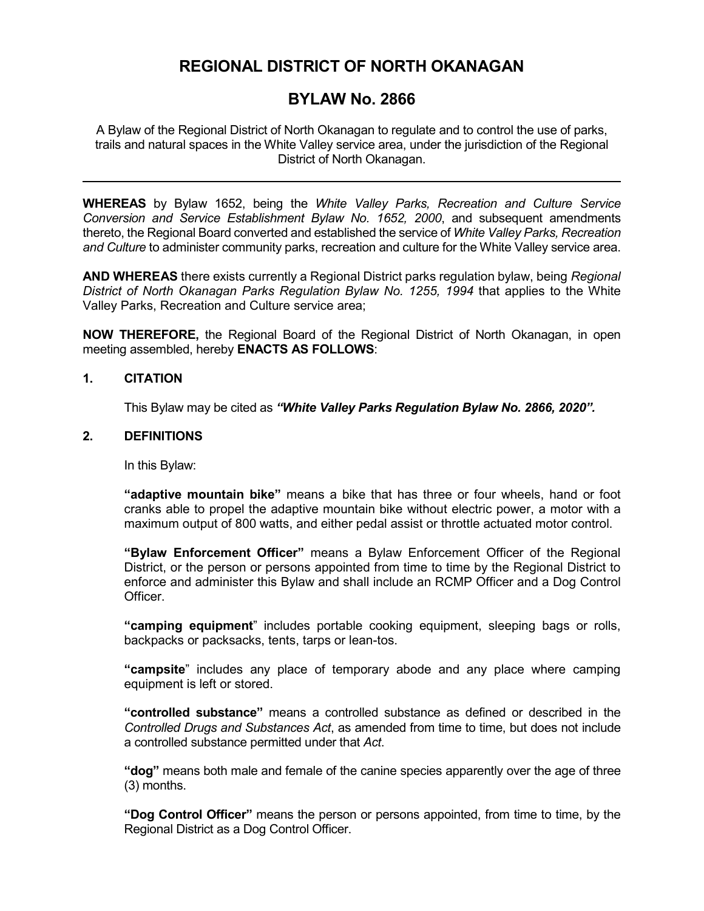# REGIONAL DISTRICT OF NORTH OKANAGAN

# BYLAW No. 2866

A Bylaw of the Regional District of North Okanagan to regulate and to control the use of parks, trails and natural spaces in the White Valley service area, under the jurisdiction of the Regional District of North Okanagan.

---

**WHEREAS** by Bylaw 1652, being the *White Valley Parks, Recreation and Culture Service Conversion and Service Establishment Bylaw No. 1652, 2000*, and subsequent amendments thereto, the Regional Board converted and established the service of *White Valley Parks, Recreation and Culture* to administer community parks, recreation and culture for the White Valley service area.

**AND WHEREAS** there exists currently a Regional District parks regulation bylaw, being *Regional District of North Okanagan Parks Regulation Bylaw No. 1255, 1994* that applies to the White Valley Parks, Recreation and Culture service area;

**NOW THEREFORE,** the Regional Board of the Regional District of North Okanagan, in open meeting assembled, hereby **ENACTS AS FOLLOWS**:

## 1. CITATION

This Bylaw may be cited as ***"White Valley Parks Regulation Bylaw No. 2866, 2020".***

## 2. DEFINITIONS

In this Bylaw:

**"adaptive mountain bike"** means a bike that has three or four wheels, hand or foot cranks able to propel the adaptive mountain bike without electric power, a motor with a maximum output of 800 watts, and either pedal assist or throttle actuated motor control.

**"Bylaw Enforcement Officer"** means a Bylaw Enforcement Officer of the Regional District, or the person or persons appointed from time to time by the Regional District to enforce and administer this Bylaw and shall include an RCMP Officer and a Dog Control Officer.

**"camping equipment"** includes portable cooking equipment, sleeping bags or rolls, backpacks or packsacks, tents, tarps or lean-tos.

**"campsite"** includes any place of temporary abode and any place where camping equipment is left or stored.

**"controlled substance"** means a controlled substance as defined or described in the *Controlled Drugs and Substances Act*, as amended from time to time, but does not include a controlled substance permitted under that *Act*.

**"dog"** means both male and female of the canine species apparently over the age of three (3) months.

**"Dog Control Officer"** means the person or persons appointed, from time to time, by the Regional District as a Dog Control Officer.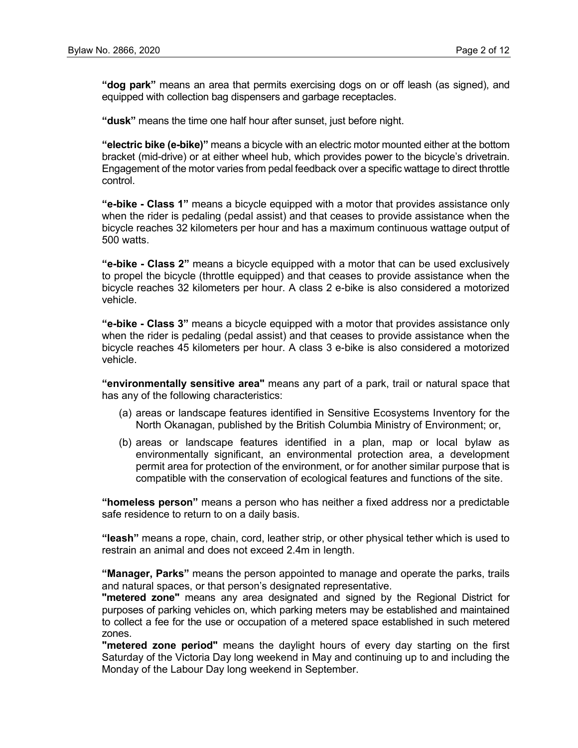**"dog park"** means an area that permits exercising dogs on or off leash (as signed), and equipped with collection bag dispensers and garbage receptacles.

**"dusk"** means the time one half hour after sunset, just before night.

**"electric bike (e-bike)"** means a bicycle with an electric motor mounted either at the bottom bracket (mid-drive) or at either wheel hub, which provides power to the bicycle's drivetrain. Engagement of the motor varies from pedal feedback over a specific wattage to direct throttle control.

**"e-bike - Class 1"** means a bicycle equipped with a motor that provides assistance only when the rider is pedaling (pedal assist) and that ceases to provide assistance when the bicycle reaches 32 kilometers per hour and has a maximum continuous wattage output of 500 watts.

**"e-bike - Class 2"** means a bicycle equipped with a motor that can be used exclusively to propel the bicycle (throttle equipped) and that ceases to provide assistance when the bicycle reaches 32 kilometers per hour. A class 2 e-bike is also considered a motorized vehicle.

**"e-bike - Class 3"** means a bicycle equipped with a motor that provides assistance only when the rider is pedaling (pedal assist) and that ceases to provide assistance when the bicycle reaches 45 kilometers per hour. A class 3 e-bike is also considered a motorized vehicle.

**"environmentally sensitive area"** means any part of a park, trail or natural space that has any of the following characteristics:

(a) areas or landscape features identified in Sensitive Ecosystems Inventory for the North Okanagan, published by the British Columbia Ministry of Environment; or,

(b) areas or landscape features identified in a plan, map or local bylaw as environmentally significant, an environmental protection area, a development permit area for protection of the environment, or for another similar purpose that is compatible with the conservation of ecological features and functions of the site.

**"homeless person"** means a person who has neither a fixed address nor a predictable safe residence to return to on a daily basis.

**"leash"** means a rope, chain, cord, leather strip, or other physical tether which is used to restrain an animal and does not exceed 2.4m in length.

**"Manager, Parks"** means the person appointed to manage and operate the parks, trails and natural spaces, or that person's designated representative.

**"metered zone"** means any area designated and signed by the Regional District for purposes of parking vehicles on, which parking meters may be established and maintained to collect a fee for the use or occupation of a metered space established in such metered zones.

**"metered zone period"** means the daylight hours of every day starting on the first Saturday of the Victoria Day long weekend in May and continuing up to and including the Monday of the Labour Day long weekend in September.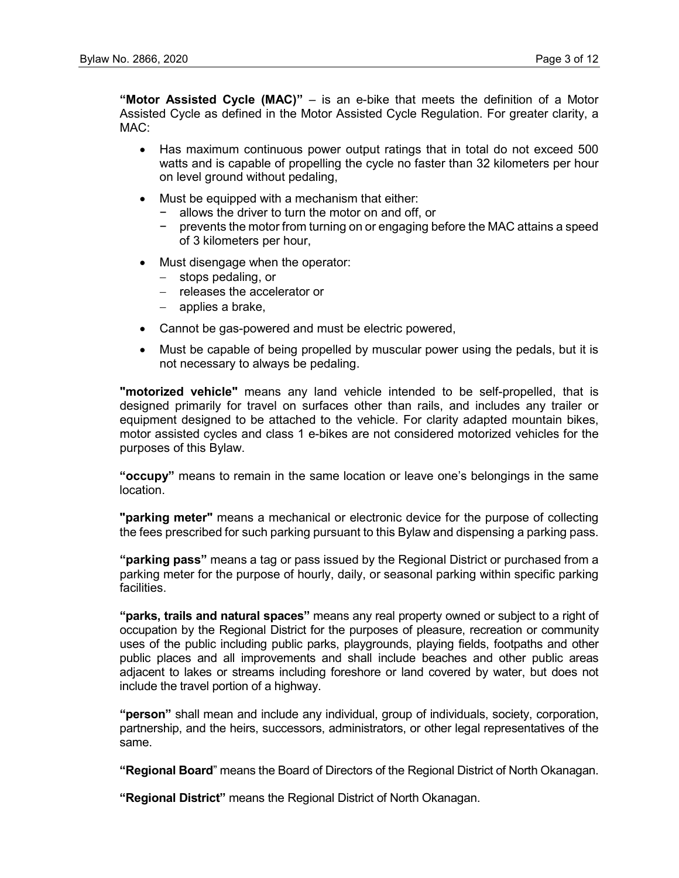**"Motor Assisted Cycle (MAC)"** – is an e-bike that meets the definition of a Motor Assisted Cycle as defined in the Motor Assisted Cycle Regulation. For greater clarity, a MAC:

- Has maximum continuous power output ratings that in total do not exceed 500 watts and is capable of propelling the cycle no faster than 32 kilometers per hour on level ground without pedaling,
- Must be equipped with a mechanism that either:
  - allows the driver to turn the motor on and off, or
  - prevents the motor from turning on or engaging before the MAC attains a speed of 3 kilometers per hour,
- Must disengage when the operator:
  - stops pedaling, or
  - releases the accelerator or
  - applies a brake,
- Cannot be gas-powered and must be electric powered,
- Must be capable of being propelled by muscular power using the pedals, but it is not necessary to always be pedaling.

**"motorized vehicle"** means any land vehicle intended to be self-propelled, that is designed primarily for travel on surfaces other than rails, and includes any trailer or equipment designed to be attached to the vehicle. For clarity adapted mountain bikes, motor assisted cycles and class 1 e-bikes are not considered motorized vehicles for the purposes of this Bylaw.

**"occupy"** means to remain in the same location or leave one's belongings in the same location.

**"parking meter"** means a mechanical or electronic device for the purpose of collecting the fees prescribed for such parking pursuant to this Bylaw and dispensing a parking pass.

**"parking pass"** means a tag or pass issued by the Regional District or purchased from a parking meter for the purpose of hourly, daily, or seasonal parking within specific parking facilities.

**"parks, trails and natural spaces"** means any real property owned or subject to a right of occupation by the Regional District for the purposes of pleasure, recreation or community uses of the public including public parks, playgrounds, playing fields, footpaths and other public places and all improvements and shall include beaches and other public areas adjacent to lakes or streams including foreshore or land covered by water, but does not include the travel portion of a highway.

**"person"** shall mean and include any individual, group of individuals, society, corporation, partnership, and the heirs, successors, administrators, or other legal representatives of the same.

**"Regional Board"** means the Board of Directors of the Regional District of North Okanagan.

**"Regional District"** means the Regional District of North Okanagan.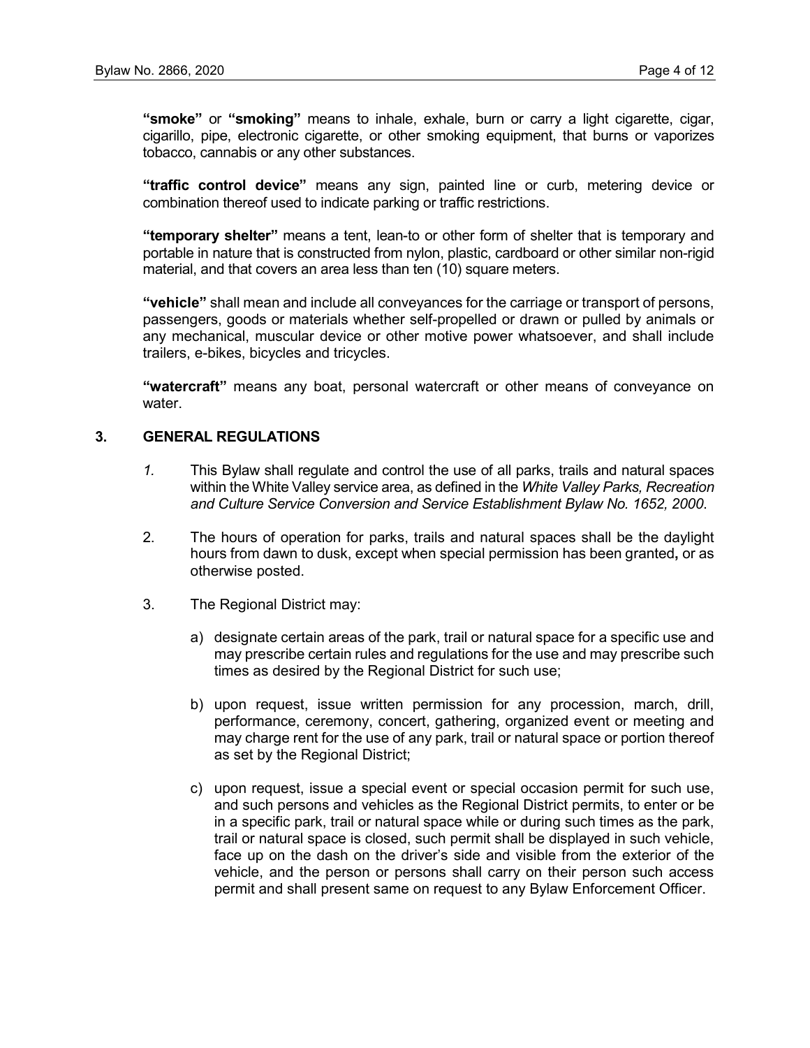**"smoke"** or **"smoking"** means to inhale, exhale, burn or carry a light cigarette, cigar, cigarillo, pipe, electronic cigarette, or other smoking equipment, that burns or vaporizes tobacco, cannabis or any other substances.

**"traffic control device"** means any sign, painted line or curb, metering device or combination thereof used to indicate parking or traffic restrictions.

**"temporary shelter"** means a tent, lean-to or other form of shelter that is temporary and portable in nature that is constructed from nylon, plastic, cardboard or other similar non-rigid material, and that covers an area less than ten (10) square meters.

**"vehicle"** shall mean and include all conveyances for the carriage or transport of persons, passengers, goods or materials whether self-propelled or drawn or pulled by animals or any mechanical, muscular device or other motive power whatsoever, and shall include trailers, e-bikes, bicycles and tricycles.

**"watercraft"** means any boat, personal watercraft or other means of conveyance on water.

## 3. GENERAL REGULATIONS

*1.* This Bylaw shall regulate and control the use of all parks, trails and natural spaces within the White Valley service area, as defined in the *White Valley Parks, Recreation and Culture Service Conversion and Service Establishment Bylaw No. 1652, 2000.*

2. The hours of operation for parks, trails and natural spaces shall be the daylight hours from dawn to dusk, except when special permission has been granted**,** or as otherwise posted.

3. The Regional District may:

   a) designate certain areas of the park, trail or natural space for a specific use and may prescribe certain rules and regulations for the use and may prescribe such times as desired by the Regional District for such use;

   b) upon request, issue written permission for any procession, march, drill, performance, ceremony, concert, gathering, organized event or meeting and may charge rent for the use of any park, trail or natural space or portion thereof as set by the Regional District;

   c) upon request, issue a special event or special occasion permit for such use, and such persons and vehicles as the Regional District permits, to enter or be in a specific park, trail or natural space while or during such times as the park, trail or natural space is closed, such permit shall be displayed in such vehicle, face up on the dash on the driver's side and visible from the exterior of the vehicle, and the person or persons shall carry on their person such access permit and shall present same on request to any Bylaw Enforcement Officer.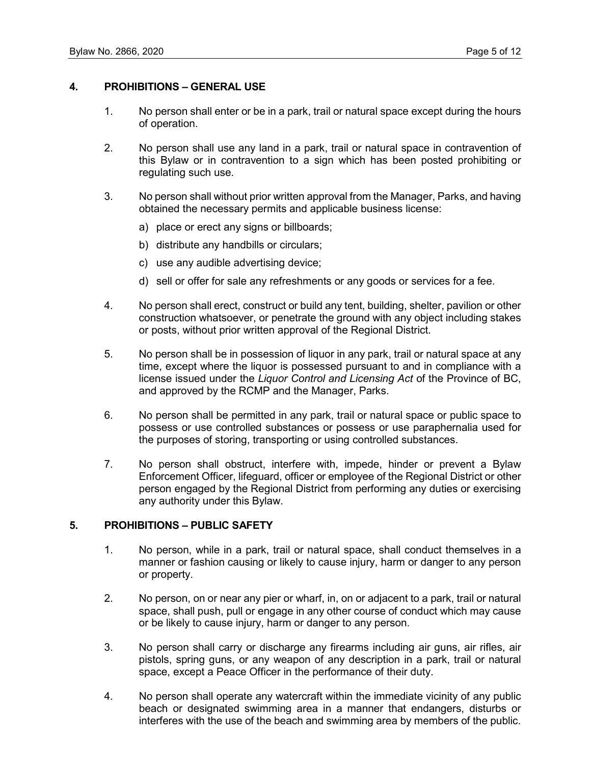## 4. PROHIBITIONS – GENERAL USE

1. No person shall enter or be in a park, trail or natural space except during the hours of operation.

2. No person shall use any land in a park, trail or natural space in contravention of this Bylaw or in contravention to a sign which has been posted prohibiting or regulating such use.

3. No person shall without prior written approval from the Manager, Parks, and having obtained the necessary permits and applicable business license:

   a) place or erect any signs or billboards;

   b) distribute any handbills or circulars;

   c) use any audible advertising device;

   d) sell or offer for sale any refreshments or any goods or services for a fee.

4. No person shall erect, construct or build any tent, building, shelter, pavilion or other construction whatsoever, or penetrate the ground with any object including stakes or posts, without prior written approval of the Regional District.

5. No person shall be in possession of liquor in any park, trail or natural space at any time, except where the liquor is possessed pursuant to and in compliance with a license issued under the *Liquor Control and Licensing Act* of the Province of BC, and approved by the RCMP and the Manager, Parks.

6. No person shall be permitted in any park, trail or natural space or public space to possess or use controlled substances or possess or use paraphernalia used for the purposes of storing, transporting or using controlled substances.

7. No person shall obstruct, interfere with, impede, hinder or prevent a Bylaw Enforcement Officer, lifeguard, officer or employee of the Regional District or other person engaged by the Regional District from performing any duties or exercising any authority under this Bylaw.

## 5. PROHIBITIONS – PUBLIC SAFETY

1. No person, while in a park, trail or natural space, shall conduct themselves in a manner or fashion causing or likely to cause injury, harm or danger to any person or property.

2. No person, on or near any pier or wharf, in, on or adjacent to a park, trail or natural space, shall push, pull or engage in any other course of conduct which may cause or be likely to cause injury, harm or danger to any person.

3. No person shall carry or discharge any firearms including air guns, air rifles, air pistols, spring guns, or any weapon of any description in a park, trail or natural space, except a Peace Officer in the performance of their duty.

4. No person shall operate any watercraft within the immediate vicinity of any public beach or designated swimming area in a manner that endangers, disturbs or interferes with the use of the beach and swimming area by members of the public.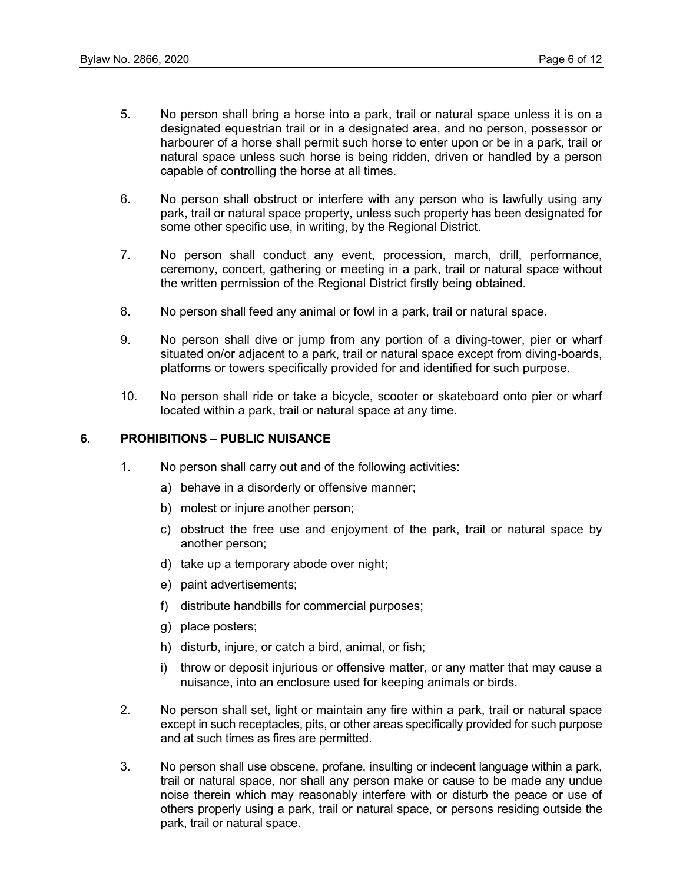5. No person shall bring a horse into a park, trail or natural space unless it is on a designated equestrian trail or in a designated area, and no person, possessor or harbourer of a horse shall permit such horse to enter upon or be in a park, trail or natural space unless such horse is being ridden, driven or handled by a person capable of controlling the horse at all times.

6. No person shall obstruct or interfere with any person who is lawfully using any park, trail or natural space property, unless such property has been designated for some other specific use, in writing, by the Regional District.

7. No person shall conduct any event, procession, march, drill, performance, ceremony, concert, gathering or meeting in a park, trail or natural space without the written permission of the Regional District firstly being obtained.

8. No person shall feed any animal or fowl in a park, trail or natural space.

9. No person shall dive or jump from any portion of a diving-tower, pier or wharf situated on/or adjacent to a park, trail or natural space except from diving-boards, platforms or towers specifically provided for and identified for such purpose.

10. No person shall ride or take a bicycle, scooter or skateboard onto pier or wharf located within a park, trail or natural space at any time.

## 6. PROHIBITIONS – PUBLIC NUISANCE

1. No person shall carry out and of the following activities:
   a) behave in a disorderly or offensive manner;
   b) molest or injure another person;
   c) obstruct the free use and enjoyment of the park, trail or natural space by another person;
   d) take up a temporary abode over night;
   e) paint advertisements;
   f) distribute handbills for commercial purposes;
   g) place posters;
   h) disturb, injure, or catch a bird, animal, or fish;
   i) throw or deposit injurious or offensive matter, or any matter that may cause a nuisance, into an enclosure used for keeping animals or birds.

2. No person shall set, light or maintain any fire within a park, trail or natural space except in such receptacles, pits, or other areas specifically provided for such purpose and at such times as fires are permitted.

3. No person shall use obscene, profane, insulting or indecent language within a park, trail or natural space, nor shall any person make or cause to be made any undue noise therein which may reasonably interfere with or disturb the peace or use of others properly using a park, trail or natural space, or persons residing outside the park, trail or natural space.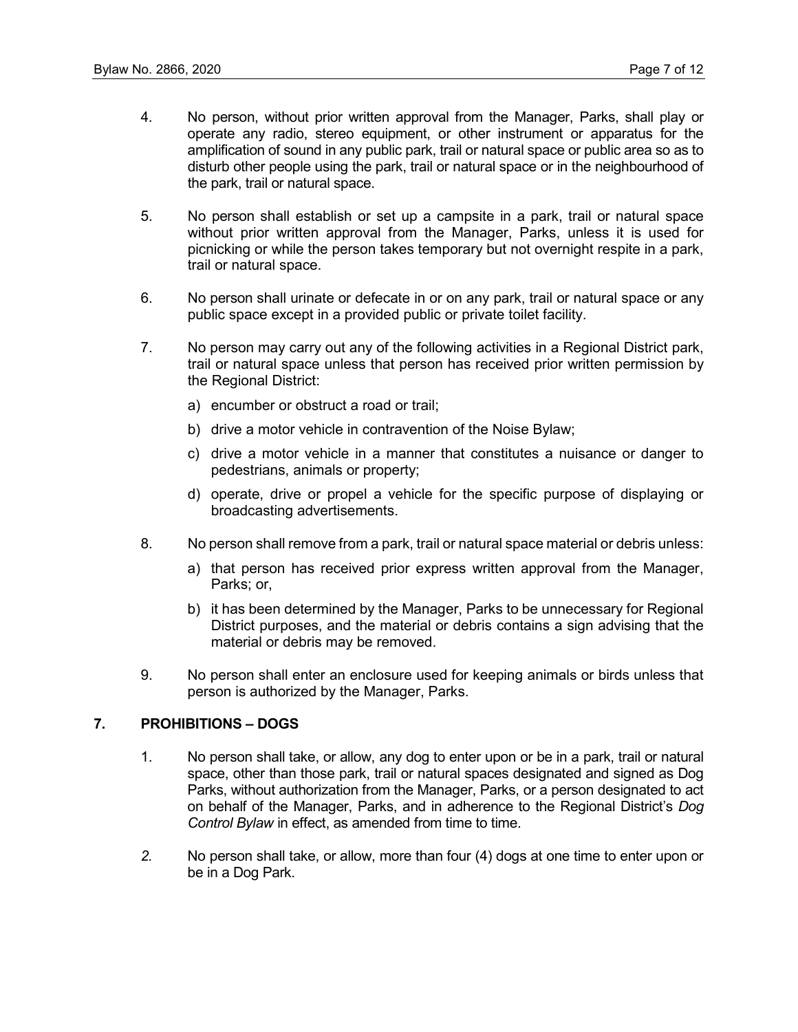4. No person, without prior written approval from the Manager, Parks, shall play or operate any radio, stereo equipment, or other instrument or apparatus for the amplification of sound in any public park, trail or natural space or public area so as to disturb other people using the park, trail or natural space or in the neighbourhood of the park, trail or natural space.

5. No person shall establish or set up a campsite in a park, trail or natural space without prior written approval from the Manager, Parks, unless it is used for picnicking or while the person takes temporary but not overnight respite in a park, trail or natural space.

6. No person shall urinate or defecate in or on any park, trail or natural space or any public space except in a provided public or private toilet facility.

7. No person may carry out any of the following activities in a Regional District park, trail or natural space unless that person has received prior written permission by the Regional District:

   a) encumber or obstruct a road or trail;

   b) drive a motor vehicle in contravention of the Noise Bylaw;

   c) drive a motor vehicle in a manner that constitutes a nuisance or danger to pedestrians, animals or property;

   d) operate, drive or propel a vehicle for the specific purpose of displaying or broadcasting advertisements.

8. No person shall remove from a park, trail or natural space material or debris unless:

   a) that person has received prior express written approval from the Manager, Parks; or,

   b) it has been determined by the Manager, Parks to be unnecessary for Regional District purposes, and the material or debris contains a sign advising that the material or debris may be removed.

9. No person shall enter an enclosure used for keeping animals or birds unless that person is authorized by the Manager, Parks.

## 7. PROHIBITIONS – DOGS

1. No person shall take, or allow, any dog to enter upon or be in a park, trail or natural space, other than those park, trail or natural spaces designated and signed as Dog Parks, without authorization from the Manager, Parks, or a person designated to act on behalf of the Manager, Parks, and in adherence to the Regional District's *Dog Control Bylaw* in effect, as amended from time to time.

2. No person shall take, or allow, more than four (4) dogs at one time to enter upon or be in a Dog Park.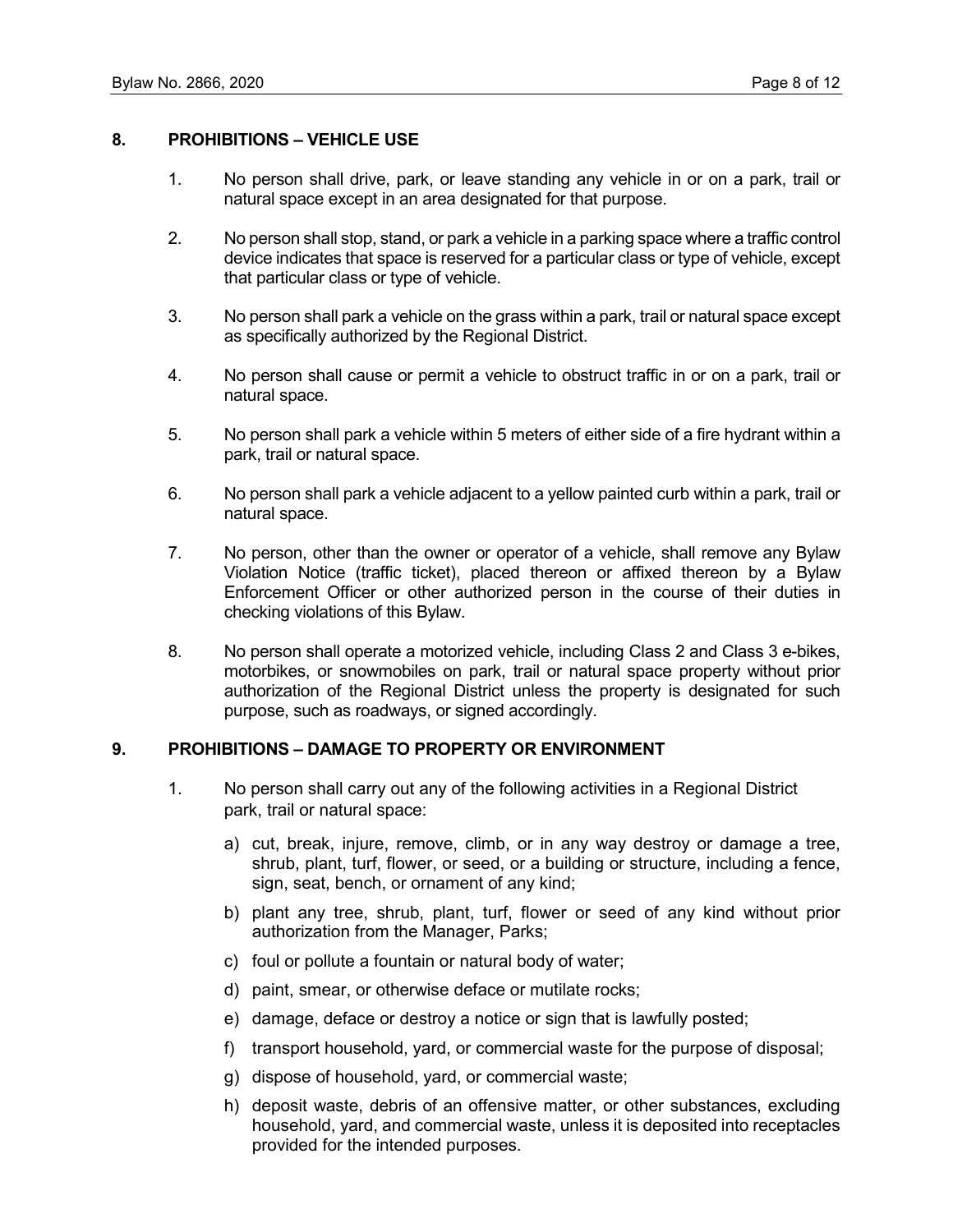## 8. PROHIBITIONS – VEHICLE USE

1. No person shall drive, park, or leave standing any vehicle in or on a park, trail or natural space except in an area designated for that purpose.

2. No person shall stop, stand, or park a vehicle in a parking space where a traffic control device indicates that space is reserved for a particular class or type of vehicle, except that particular class or type of vehicle.

3. No person shall park a vehicle on the grass within a park, trail or natural space except as specifically authorized by the Regional District.

4. No person shall cause or permit a vehicle to obstruct traffic in or on a park, trail or natural space.

5. No person shall park a vehicle within 5 meters of either side of a fire hydrant within a park, trail or natural space.

6. No person shall park a vehicle adjacent to a yellow painted curb within a park, trail or natural space.

7. No person, other than the owner or operator of a vehicle, shall remove any Bylaw Violation Notice (traffic ticket), placed thereon or affixed thereon by a Bylaw Enforcement Officer or other authorized person in the course of their duties in checking violations of this Bylaw.

8. No person shall operate a motorized vehicle, including Class 2 and Class 3 e-bikes, motorbikes, or snowmobiles on park, trail or natural space property without prior authorization of the Regional District unless the property is designated for such purpose, such as roadways, or signed accordingly.

## 9. PROHIBITIONS – DAMAGE TO PROPERTY OR ENVIRONMENT

1. No person shall carry out any of the following activities in a Regional District park, trail or natural space:

   a) cut, break, injure, remove, climb, or in any way destroy or damage a tree, shrub, plant, turf, flower, or seed, or a building or structure, including a fence, sign, seat, bench, or ornament of any kind;

   b) plant any tree, shrub, plant, turf, flower or seed of any kind without prior authorization from the Manager, Parks;

   c) foul or pollute a fountain or natural body of water;

   d) paint, smear, or otherwise deface or mutilate rocks;

   e) damage, deface or destroy a notice or sign that is lawfully posted;

   f) transport household, yard, or commercial waste for the purpose of disposal;

   g) dispose of household, yard, or commercial waste;

   h) deposit waste, debris of an offensive matter, or other substances, excluding household, yard, and commercial waste, unless it is deposited into receptacles provided for the intended purposes.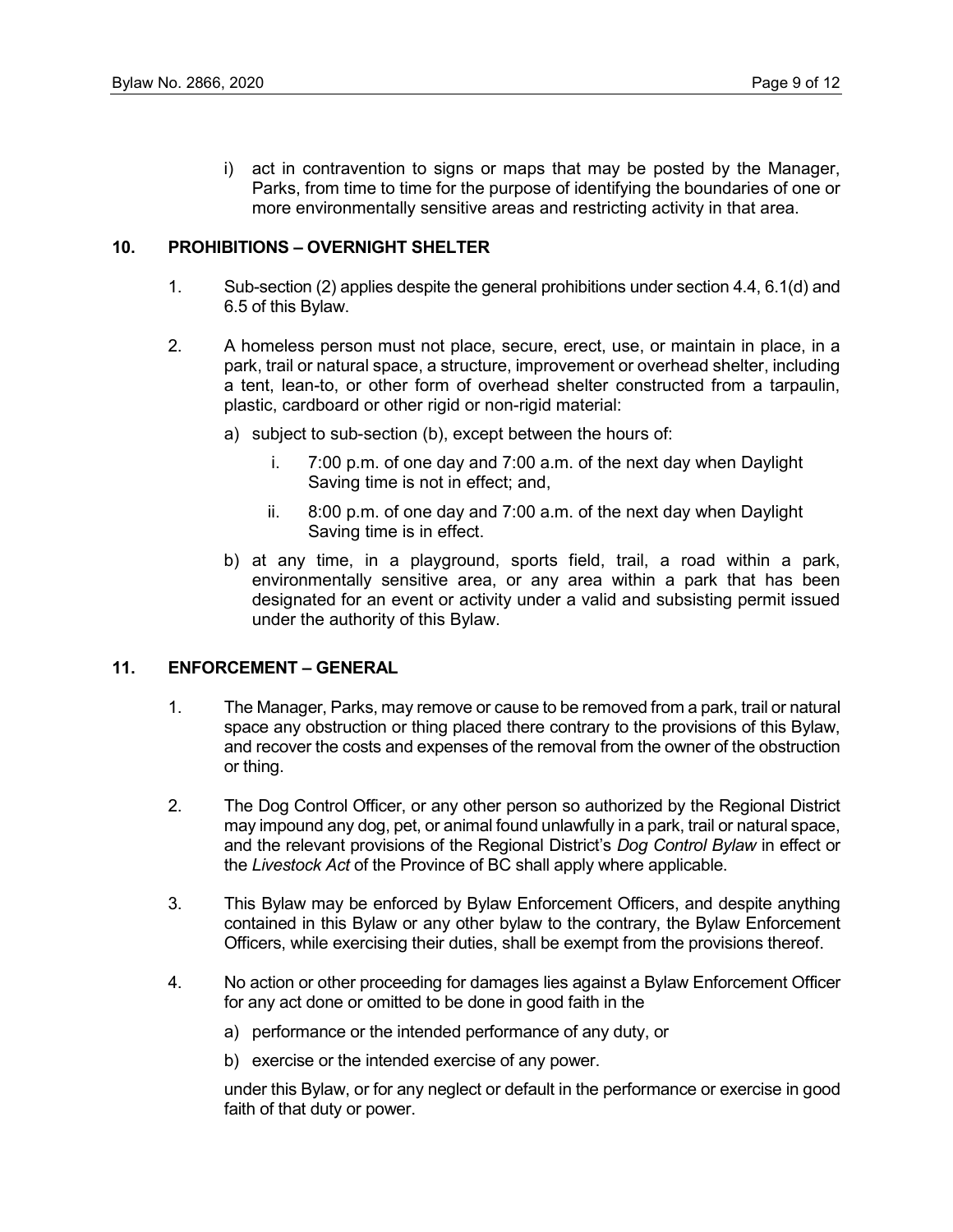i) act in contravention to signs or maps that may be posted by the Manager, Parks, from time to time for the purpose of identifying the boundaries of one or more environmentally sensitive areas and restricting activity in that area.

## 10. PROHIBITIONS – OVERNIGHT SHELTER

1. Sub-section (2) applies despite the general prohibitions under section 4.4, 6.1(d) and 6.5 of this Bylaw.

2. A homeless person must not place, secure, erect, use, or maintain in place, in a park, trail or natural space, a structure, improvement or overhead shelter, including a tent, lean-to, or other form of overhead shelter constructed from a tarpaulin, plastic, cardboard or other rigid or non-rigid material:

   a) subject to sub-section (b), except between the hours of:

      i. 7:00 p.m. of one day and 7:00 a.m. of the next day when Daylight Saving time is not in effect; and,

      ii. 8:00 p.m. of one day and 7:00 a.m. of the next day when Daylight Saving time is in effect.

   b) at any time, in a playground, sports field, trail, a road within a park, environmentally sensitive area, or any area within a park that has been designated for an event or activity under a valid and subsisting permit issued under the authority of this Bylaw.

## 11. ENFORCEMENT – GENERAL

1. The Manager, Parks, may remove or cause to be removed from a park, trail or natural space any obstruction or thing placed there contrary to the provisions of this Bylaw, and recover the costs and expenses of the removal from the owner of the obstruction or thing.

2. The Dog Control Officer, or any other person so authorized by the Regional District may impound any dog, pet, or animal found unlawfully in a park, trail or natural space, and the relevant provisions of the Regional District's *Dog Control Bylaw* in effect or the *Livestock Act* of the Province of BC shall apply where applicable.

3. This Bylaw may be enforced by Bylaw Enforcement Officers, and despite anything contained in this Bylaw or any other bylaw to the contrary, the Bylaw Enforcement Officers, while exercising their duties, shall be exempt from the provisions thereof.

4. No action or other proceeding for damages lies against a Bylaw Enforcement Officer for any act done or omitted to be done in good faith in the

   a) performance or the intended performance of any duty, or

   b) exercise or the intended exercise of any power.

   under this Bylaw, or for any neglect or default in the performance or exercise in good faith of that duty or power.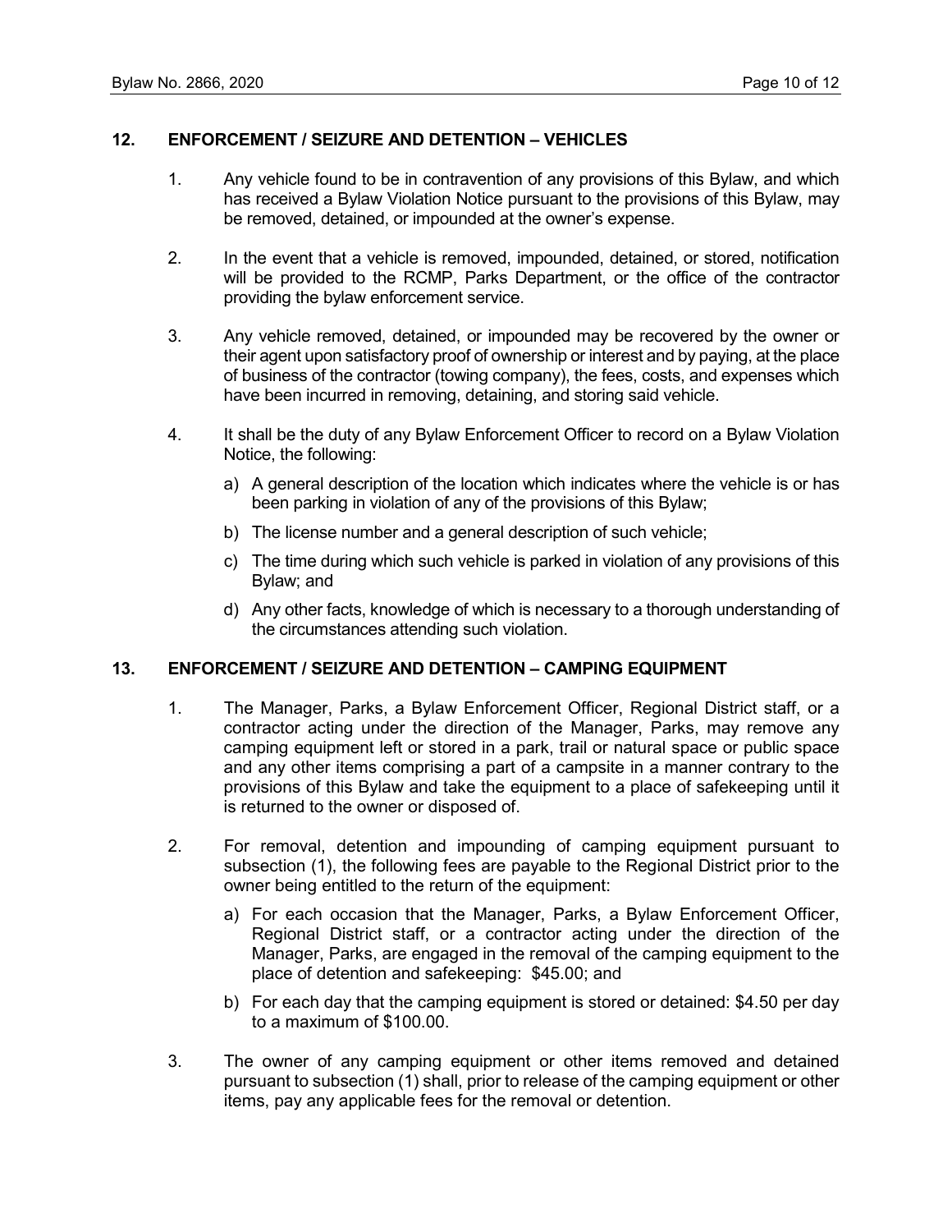## 12. ENFORCEMENT / SEIZURE AND DETENTION – VEHICLES

1. Any vehicle found to be in contravention of any provisions of this Bylaw, and which has received a Bylaw Violation Notice pursuant to the provisions of this Bylaw, may be removed, detained, or impounded at the owner's expense.

2. In the event that a vehicle is removed, impounded, detained, or stored, notification will be provided to the RCMP, Parks Department, or the office of the contractor providing the bylaw enforcement service.

3. Any vehicle removed, detained, or impounded may be recovered by the owner or their agent upon satisfactory proof of ownership or interest and by paying, at the place of business of the contractor (towing company), the fees, costs, and expenses which have been incurred in removing, detaining, and storing said vehicle.

4. It shall be the duty of any Bylaw Enforcement Officer to record on a Bylaw Violation Notice, the following:

   a) A general description of the location which indicates where the vehicle is or has been parking in violation of any of the provisions of this Bylaw;

   b) The license number and a general description of such vehicle;

   c) The time during which such vehicle is parked in violation of any provisions of this Bylaw; and

   d) Any other facts, knowledge of which is necessary to a thorough understanding of the circumstances attending such violation.

## 13. ENFORCEMENT / SEIZURE AND DETENTION – CAMPING EQUIPMENT

1. The Manager, Parks, a Bylaw Enforcement Officer, Regional District staff, or a contractor acting under the direction of the Manager, Parks, may remove any camping equipment left or stored in a park, trail or natural space or public space and any other items comprising a part of a campsite in a manner contrary to the provisions of this Bylaw and take the equipment to a place of safekeeping until it is returned to the owner or disposed of.

2. For removal, detention and impounding of camping equipment pursuant to subsection (1), the following fees are payable to the Regional District prior to the owner being entitled to the return of the equipment:

   a) For each occasion that the Manager, Parks, a Bylaw Enforcement Officer, Regional District staff, or a contractor acting under the direction of the Manager, Parks, are engaged in the removal of the camping equipment to the place of detention and safekeeping: $45.00; and

   b) For each day that the camping equipment is stored or detained: $4.50 per day to a maximum of $100.00.

3. The owner of any camping equipment or other items removed and detained pursuant to subsection (1) shall, prior to release of the camping equipment or other items, pay any applicable fees for the removal or detention.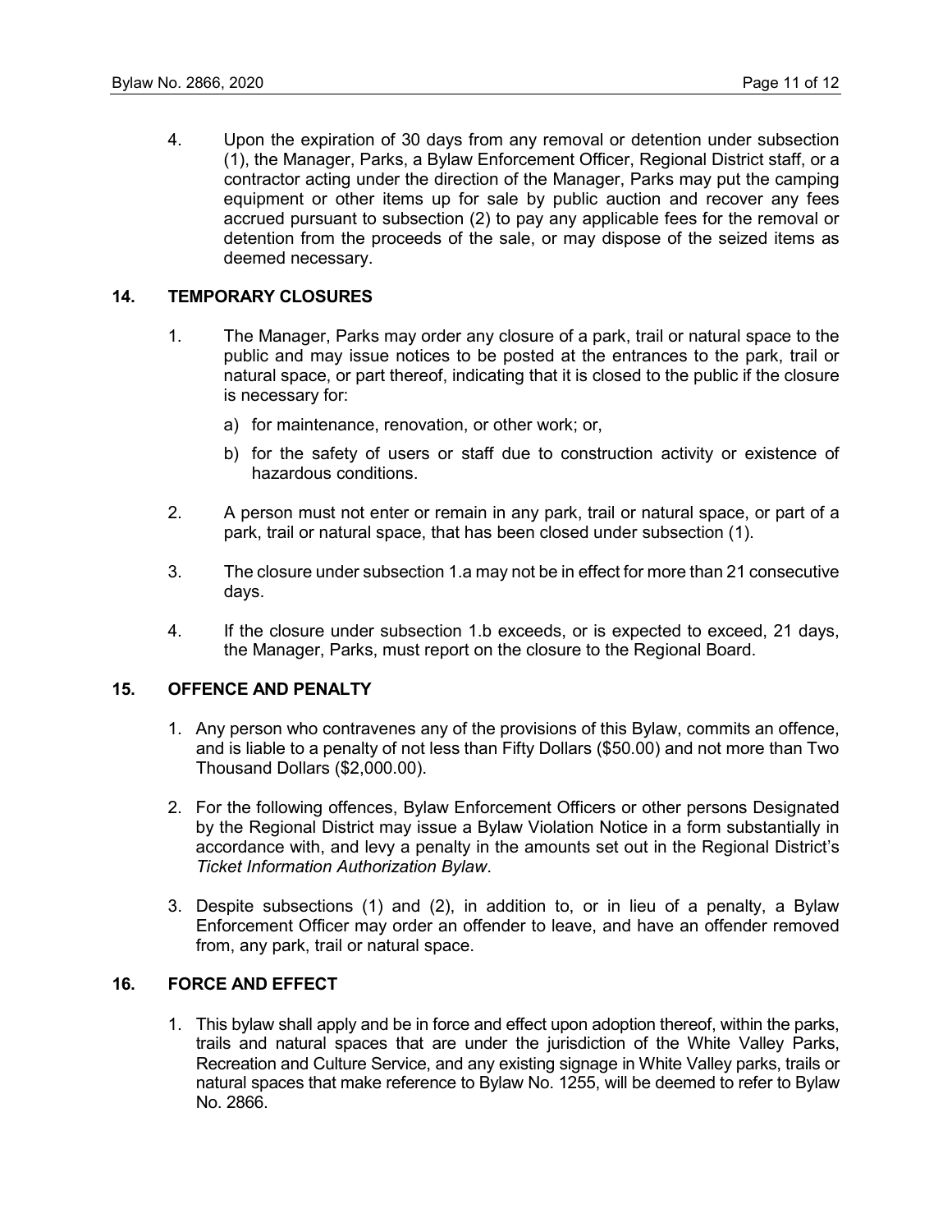4. Upon the expiration of 30 days from any removal or detention under subsection (1), the Manager, Parks, a Bylaw Enforcement Officer, Regional District staff, or a contractor acting under the direction of the Manager, Parks may put the camping equipment or other items up for sale by public auction and recover any fees accrued pursuant to subsection (2) to pay any applicable fees for the removal or detention from the proceeds of the sale, or may dispose of the seized items as deemed necessary.

## 14. TEMPORARY CLOSURES

1. The Manager, Parks may order any closure of a park, trail or natural space to the public and may issue notices to be posted at the entrances to the park, trail or natural space, or part thereof, indicating that it is closed to the public if the closure is necessary for:

   a) for maintenance, renovation, or other work; or,

   b) for the safety of users or staff due to construction activity or existence of hazardous conditions.

2. A person must not enter or remain in any park, trail or natural space, or part of a park, trail or natural space, that has been closed under subsection (1).

3. The closure under subsection 1.a may not be in effect for more than 21 consecutive days.

4. If the closure under subsection 1.b exceeds, or is expected to exceed, 21 days, the Manager, Parks, must report on the closure to the Regional Board.

## 15. OFFENCE AND PENALTY

1. Any person who contravenes any of the provisions of this Bylaw, commits an offence, and is liable to a penalty of not less than Fifty Dollars ($50.00) and not more than Two Thousand Dollars ($2,000.00).

2. For the following offences, Bylaw Enforcement Officers or other persons Designated by the Regional District may issue a Bylaw Violation Notice in a form substantially in accordance with, and levy a penalty in the amounts set out in the Regional District's *Ticket Information Authorization Bylaw*.

3. Despite subsections (1) and (2), in addition to, or in lieu of a penalty, a Bylaw Enforcement Officer may order an offender to leave, and have an offender removed from, any park, trail or natural space.

## 16. FORCE AND EFFECT

1. This bylaw shall apply and be in force and effect upon adoption thereof, within the parks, trails and natural spaces that are under the jurisdiction of the White Valley Parks, Recreation and Culture Service, and any existing signage in White Valley parks, trails or natural spaces that make reference to Bylaw No. 1255, will be deemed to refer to Bylaw No. 2866.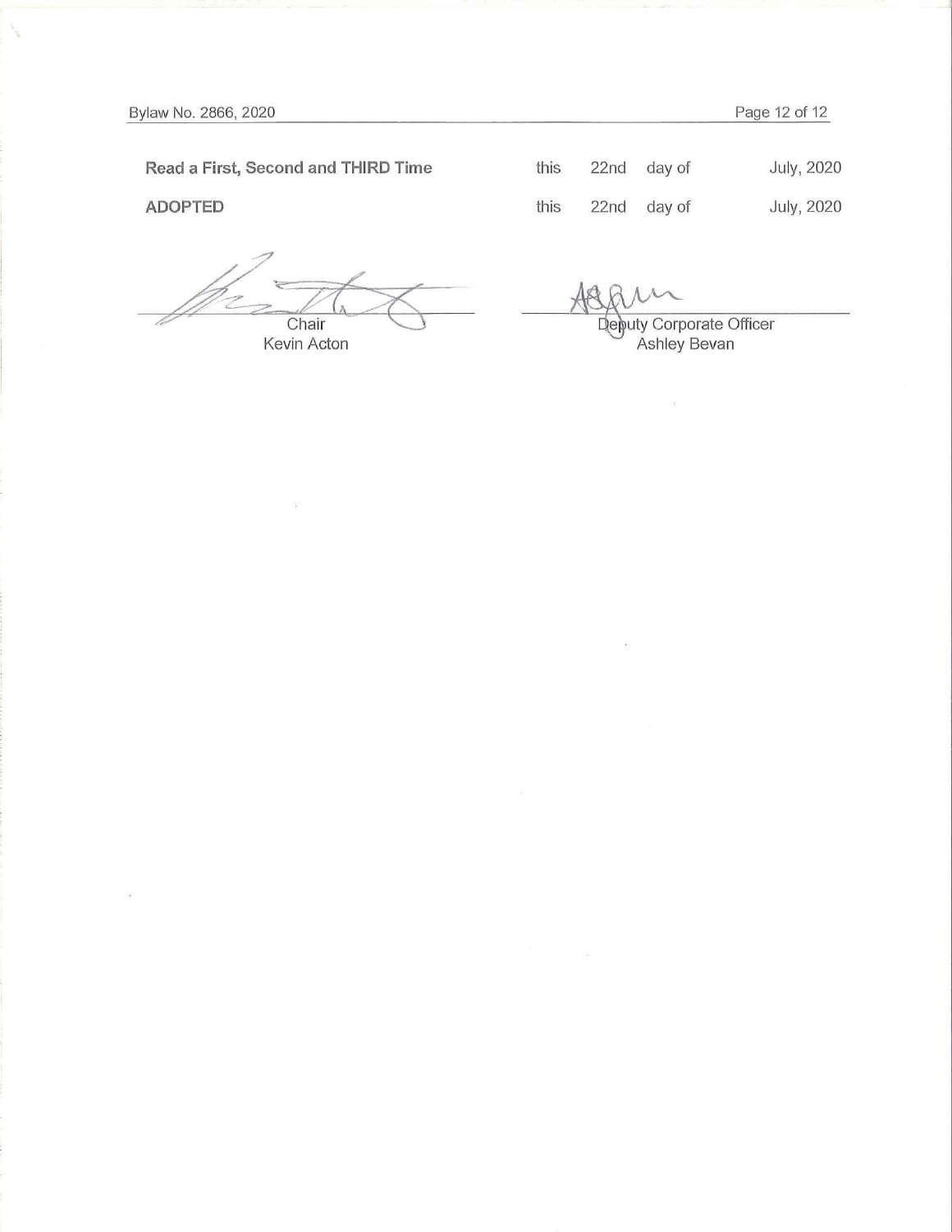| | | | | |
|---|---|---|---|---|
| **Read a First, Second and THIRD Time** | this | 22nd | day of | July, 2020 |
| **ADOPTED** | this | 22nd | day of | July, 2020 |

Chair
Kevin Acton

Deputy Corporate Officer
Ashley Bevan